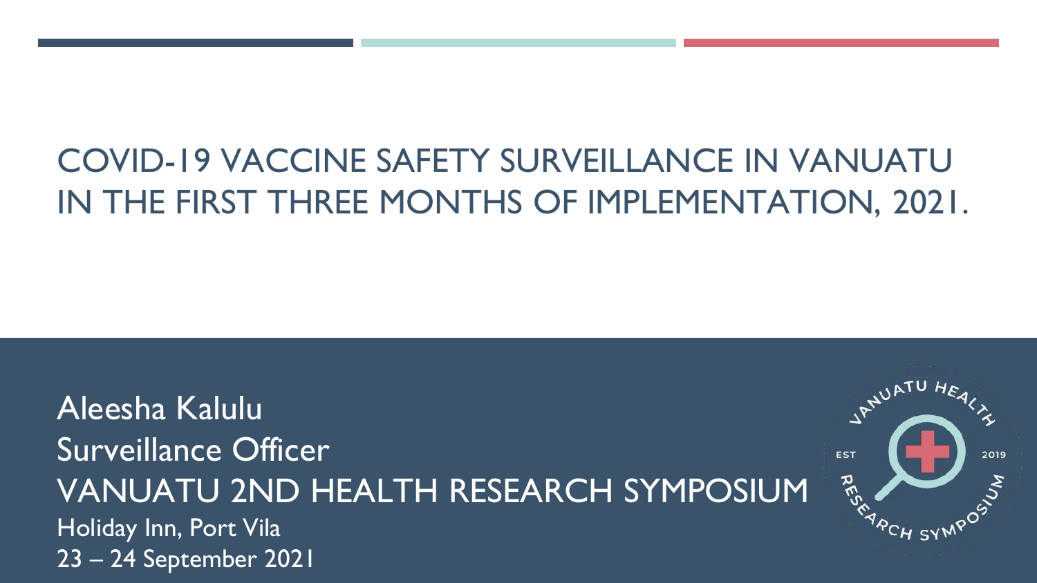# COVID-19 VACCINE SAFETY SURVEILLANCE IN VANUATU IN THE FIRST THREE MONTHS OF IMPLEMENTATION, 2021.

Aleesha Kalulu

Surveillance Officer

VANUATU 2ND HEALTH RESEARCH SYMPOSIUM

Holiday Inn, Port Vila

23 – 24 September 2021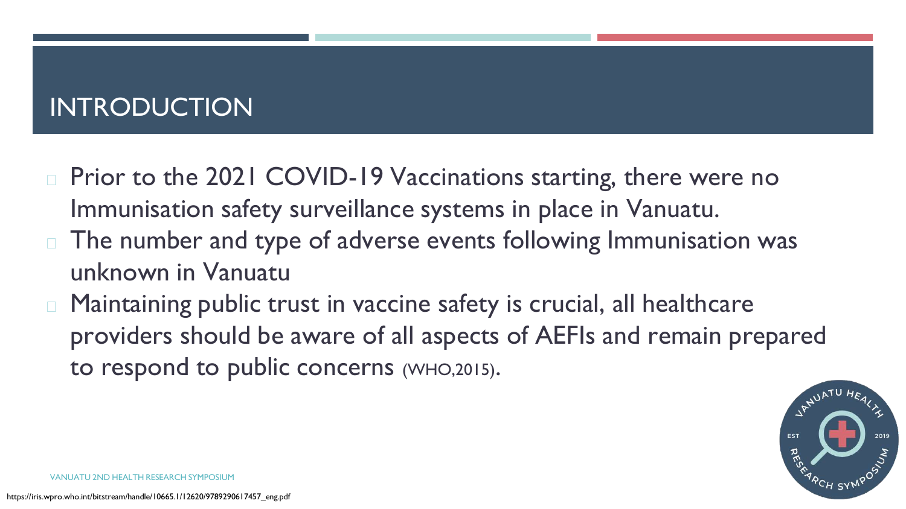# INTRODUCTION

- Prior to the 2021 COVID-19 Vaccinations starting, there were no Immunisation safety surveillance systems in place in Vanuatu.
- The number and type of adverse events following Immunisation was unknown in Vanuatu
- Maintaining public trust in vaccine safety is crucial, all healthcare providers should be aware of all aspects of AEFIs and remain prepared to respond to public concerns (WHO,2015).

https://iris.wpro.who.int/bitstream/handle/10665.1/12620/9789290617457_eng.pdf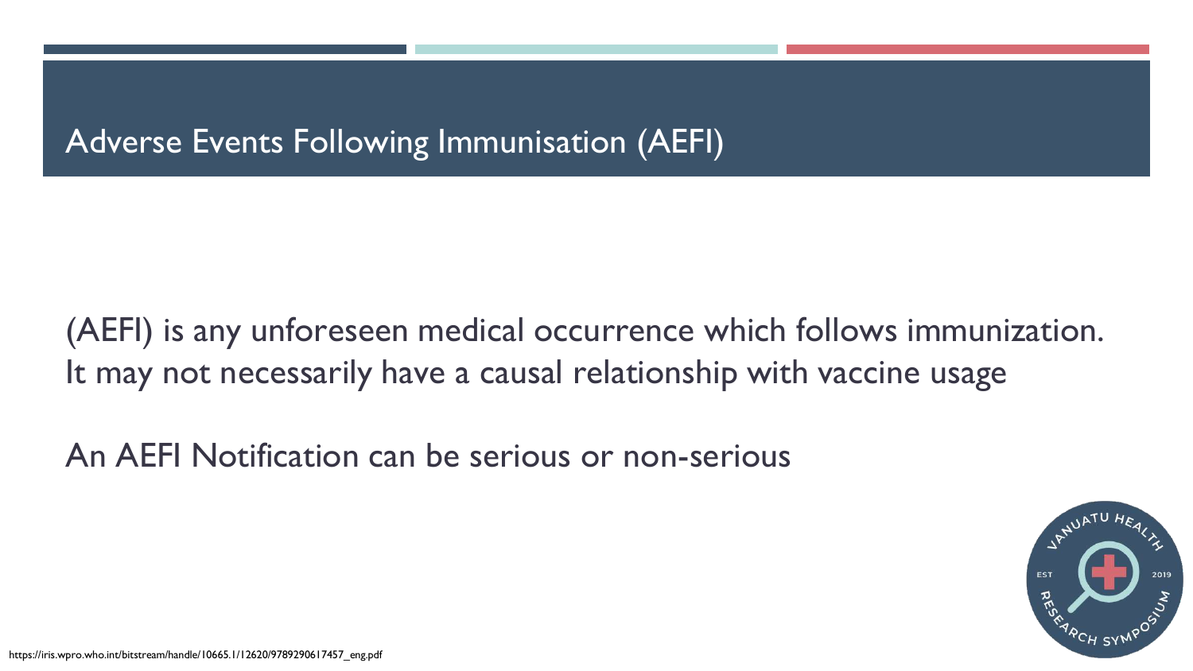# Adverse Events Following Immunisation (AEFI)

(AEFI) is any unforeseen medical occurrence which follows immunization. It may not necessarily have a causal relationship with vaccine usage

An AEFI Notification can be serious or non-serious

https://iris.wpro.who.int/bitstream/handle/10665.1/12620/9789290617457_eng.pdf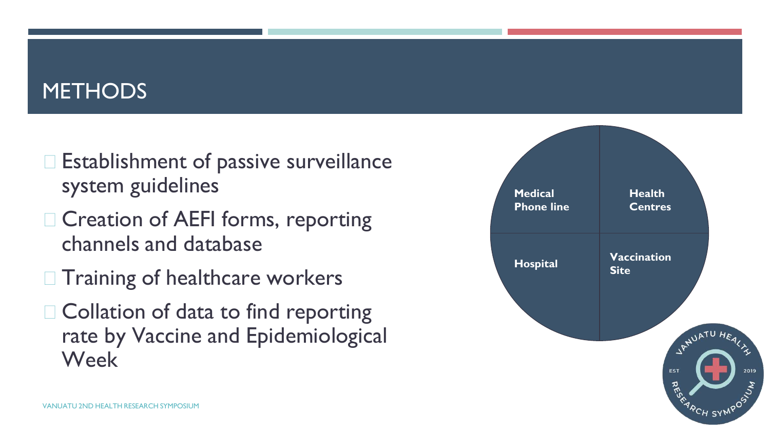# METHODS

- Establishment of passive surveillance system guidelines
- Creation of AEFI forms, reporting channels and database
- Training of healthcare workers
- Collation of data to find reporting rate by Vaccine and Epidemiological Week

Medical Phone line

Health Centres

Hospital

Vaccination Site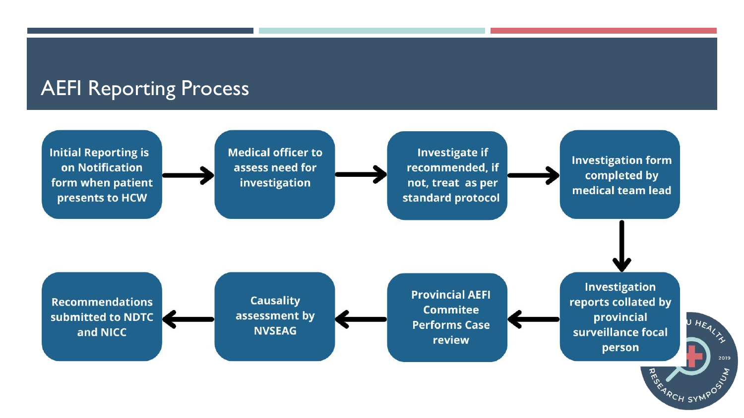# AEFI Reporting Process

1. Initial Reporting is on Notification form when patient presents to HCW
2. Medical officer to assess need for investigation
3. Investigate if recommended, if not, treat as per standard protocol
4. Investigation form completed by medical team lead
5. Investigation reports collated by provincial surveillance focal person
6. Provincial AEFI Commitee Performs Case review
7. Causality assessment by NVSEAG
8. Recommendations submitted to NDTC and NICC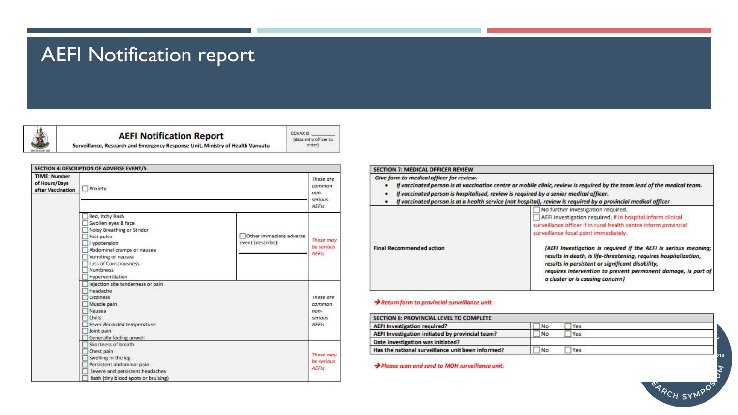# AEFI Notification report

| **AEFI Notification Report** | COVAX ID: __________ (data entry officer to enter) |
|---|---|
| Surveillance, Research and Emergency Response Unit, Ministry of Health Vanuatu | |

**SECTION 4: DESCRIPTION OF ADVERSE EVENT/S**

| TIME: Number of Hours/Days after Vaccination | | | |
|---|---|---|---|
| | ☐ Anxiety | | *These are common non-serious AEFIs* |
| | ☐ Red, Itchy Rash<br>☐ Swollen eyes & face<br>☐ Noisy Breathing or Stridor<br>☐ Fast pulse<br>☐ Hypotension<br>☐ Abdominal cramps or nausea<br>☐ Vomiting or nausea<br>☐ Loss of Consciousness<br>☐ Numbness<br>☐ Hyperventilation | ☐ Other immediate adverse event (describe): | *These may be serious AEFIs* |
| | ☐ Injection site tenderness or pain<br>☐ Headache<br>☐ Dizziness<br>☐ Muscle pain<br>☐ Nausea<br>☐ Chills<br>☐ Fever *Recorded temperature:*<br>☐ Joint pain<br>☐ Generally feeling unwell | | *These are common non-serious AEFIs* |
| | ☐ Shortness of breath<br>☐ Chest pain<br>☐ Swelling in the leg<br>☐ Persistent abdominal pain<br>☐ Severe and persistent headaches<br>☐ Rash (tiny blood spots or bruising) | | *These may be serious AEFIs* |

**SECTION 7: MEDICAL OFFICER REVIEW**

*Give form to medical officer for review.*

- *If vaccinated person is at vaccination centre or mobile clinic, review is required by the team lead of the medical team.*
- *If vaccinated person is hospitalised, review is required by a senior medical officer.*
- *If vaccinated person is at a health service (not hospital), review is required by a provincial medical officer*

| Final Recommended action | ☐ No further investigation required.<br>☐ AEFI Investigation required. If in hospital inform clinical surveillance officer if in rural health centre inform provincial surveillance focal point immediately.<br><br>*(AEFI Investigation is required if the AEFI is serious meaning; results in death, is life-threatening, requires hospitalization, results in persistent or significant disability, requires intervention to prevent permanent damage, is part of a cluster or is causing concern)* |
|---|---|

*➔ Return form to provincial surveillance unit.*

**SECTION 8: PROVINCIAL LEVEL TO COMPLETE**

| | | |
|---|---|---|
| AEFI Investigation required? | ☐ No | ☐ Yes |
| AEFI Investigation initiated by provincial team? | ☐ No | ☐ Yes |
| Date investigation was initiated? | | |
| Has the national surveillance unit been informed? | ☐ No | ☐ Yes |

*➔ Please scan and send to MOH surveillance unit.*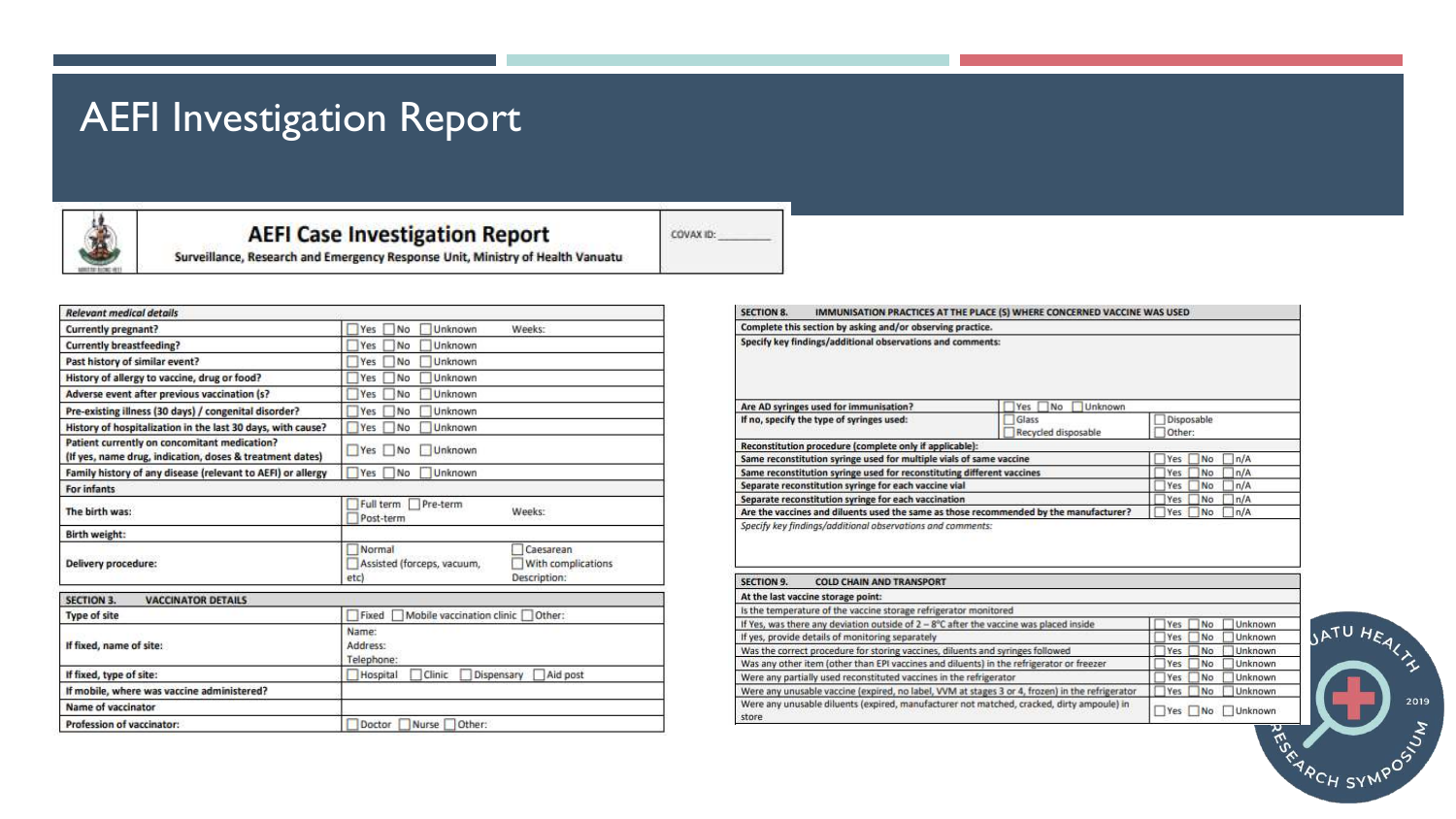# AEFI Investigation Report

## AEFI Case Investigation Report

Surveillance, Research and Emergency Response Unit, Ministry of Health Vanuatu

COVAX ID: ________

| *Relevant medical details* | | |
|---|---|---|
| Currently pregnant? | ☐Yes ☐No ☐Unknown | Weeks: |
| Currently breastfeeding? | ☐Yes ☐No ☐Unknown | |
| Past history of similar event? | ☐Yes ☐No ☐Unknown | |
| History of allergy to vaccine, drug or food? | ☐Yes ☐No ☐Unknown | |
| Adverse event after previous vaccination (s? | ☐Yes ☐No ☐Unknown | |
| Pre-existing illness (30 days) / congenital disorder? | ☐Yes ☐No ☐Unknown | |
| History of hospitalization in the last 30 days, with cause? | ☐Yes ☐No ☐Unknown | |
| Patient currently on concomitant medication? (If yes, name drug, indication, doses & treatment dates) | ☐Yes ☐No ☐Unknown | |
| Family history of any disease (relevant to AEFI) or allergy | ☐Yes ☐No ☐Unknown | |
| **For infants** | | |
| The birth was: | ☐Full term ☐Pre-term ☐Post-term | Weeks: |
| Birth weight: | | |
| Delivery procedure: | ☐Normal ☐Assisted (forceps, vacuum, etc) | ☐Caesarean ☐With complications Description: |

| SECTION 3. VACCINATOR DETAILS | |
|---|---|
| Type of site | ☐Fixed ☐Mobile vaccination clinic ☐Other: |
| If fixed, name of site: | Name: Address: Telephone: |
| If fixed, type of site: | ☐Hospital ☐Clinic ☐Dispensary ☐Aid post |
| If mobile, where was vaccine administered? | |
| Name of vaccinator | |
| Profession of vaccinator: | ☐Doctor ☐Nurse ☐Other: |

| SECTION 8. IMMUNISATION PRACTICES AT THE PLACE (S) WHERE CONCERNED VACCINE WAS USED | | |
|---|---|---|
| Complete this section by asking and/or observing practice. | | |
| Specify key findings/additional observations and comments: | | |
| Are AD syringes used for immunisation? | ☐Yes ☐No ☐Unknown | |
| If no, specify the type of syringes used: | ☐Glass ☐Recycled disposable | ☐Disposable ☐Other: |
| Reconstitution procedure (complete only if applicable): | | |
| Same reconstitution syringe used for multiple vials of same vaccine | | ☐Yes ☐No ☐n/A |
| Same reconstitution syringe used for reconstituting different vaccines | | ☐Yes ☐No ☐n/A |
| Separate reconstitution syringe for each vaccine vial | | ☐Yes ☐No ☐n/A |
| Separate reconstitution syringe for each vaccination | | ☐Yes ☐No ☐n/A |
| Are the vaccines and diluents used the same as those recommended by the manufacturer? | | ☐Yes ☐No ☐n/A |
| *Specify key findings/additional observations and comments:* | | |

| SECTION 9. COLD CHAIN AND TRANSPORT | |
|---|---|
| At the last vaccine storage point: | |
| Is the temperature of the vaccine storage refrigerator monitored | |
| If Yes, was there any deviation outside of 2 – 8°C after the vaccine was placed inside | ☐Yes ☐No ☐Unknown |
| If yes, provide details of monitoring separately | ☐Yes ☐No ☐Unknown |
| Was the correct procedure for storing vaccines, diluents and syringes followed | ☐Yes ☐No ☐Unknown |
| Was any other item (other than EPI vaccines and diluents) in the refrigerator or freezer | ☐Yes ☐No ☐Unknown |
| Were any partially used reconstituted vaccines in the refrigerator | ☐Yes ☐No ☐Unknown |
| Were any unusable vaccine (expired, no label, VVM at stages 3 or 4, frozen) in the refrigerator | ☐Yes ☐No ☐Unknown |
| Were any unusable diluents (expired, manufacturer not matched, cracked, dirty ampoule) in store | ☐Yes ☐No ☐Unknown |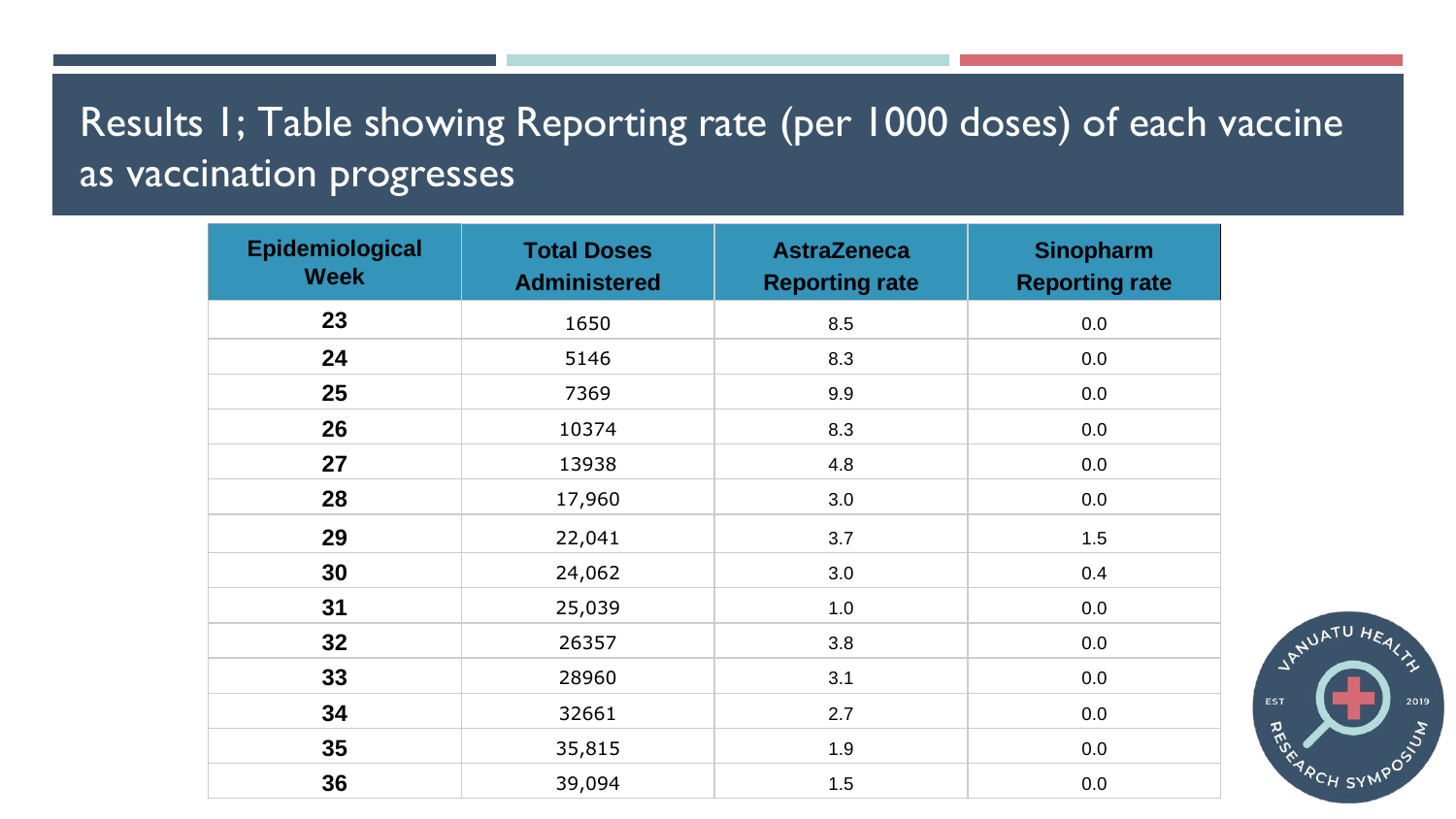# Results 1; Table showing Reporting rate (per 1000 doses) of each vaccine as vaccination progresses

| Epidemiological Week | Total Doses Administered | AstraZeneca Reporting rate | Sinopharm Reporting rate |
|---|---|---|---|
| 23 | 1650 | 8.5 | 0.0 |
| 24 | 5146 | 8.3 | 0.0 |
| 25 | 7369 | 9.9 | 0.0 |
| 26 | 10374 | 8.3 | 0.0 |
| 27 | 13938 | 4.8 | 0.0 |
| 28 | 17,960 | 3.0 | 0.0 |
| 29 | 22,041 | 3.7 | 1.5 |
| 30 | 24,062 | 3.0 | 0.4 |
| 31 | 25,039 | 1.0 | 0.0 |
| 32 | 26357 | 3.8 | 0.0 |
| 33 | 28960 | 3.1 | 0.0 |
| 34 | 32661 | 2.7 | 0.0 |
| 35 | 35,815 | 1.9 | 0.0 |
| 36 | 39,094 | 1.5 | 0.0 |

VANUATU HEALTH RESEARCH SYMPOSIUM EST 2019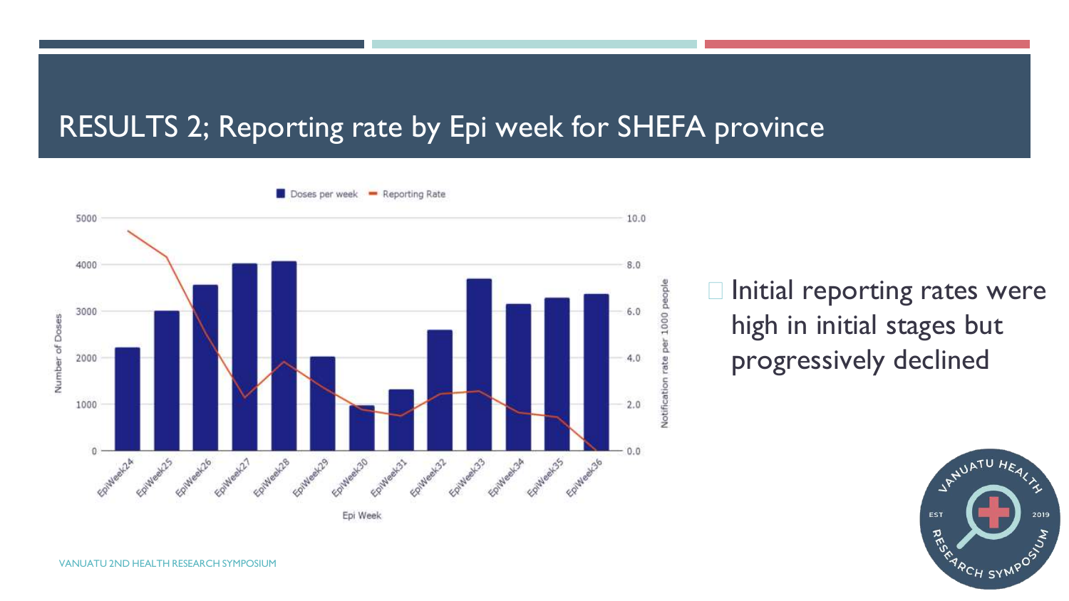# RESULTS 2; Reporting rate by Epi week for SHEFA province

- Initial reporting rates were high in initial stages but progressively declined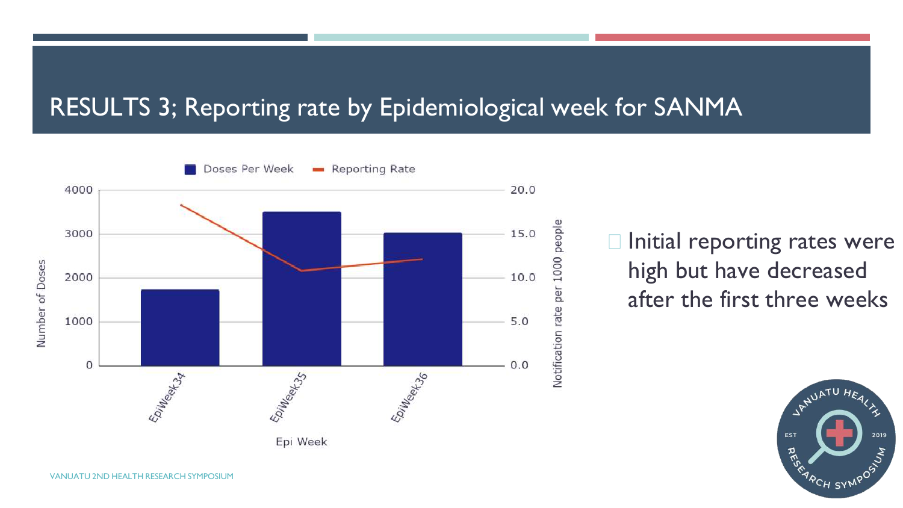# RESULTS 3; Reporting rate by Epidemiological week for SANMA

Doses Per Week — Reporting Rate

Number of Doses: 4000, 3000, 2000, 1000, 0

Notification rate per 1000 people: 20.0, 15.0, 10.0, 5.0, 0.0

EpiWeek34, EpiWeek35, EpiWeek36

Epi Week

- Initial reporting rates were high but have decreased after the first three weeks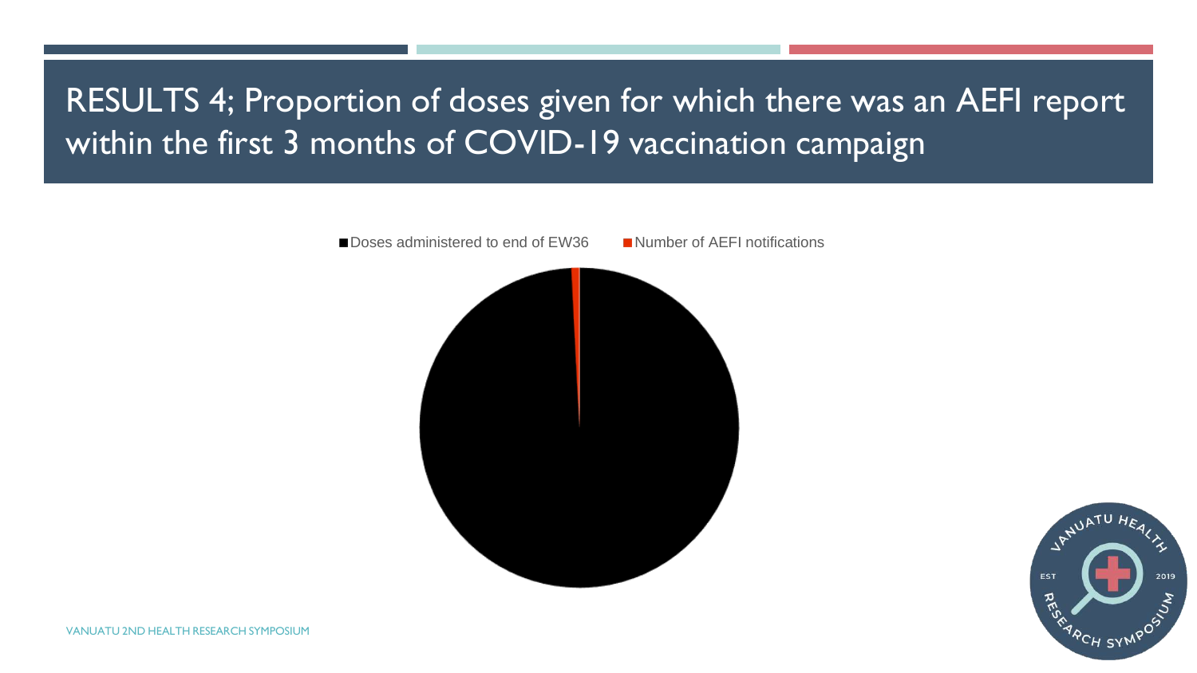# RESULTS 4; Proportion of doses given for which there was an AEFI report within the first 3 months of COVID-19 vaccination campaign

■ Doses administered to end of EW36 ■ Number of AEFI notifications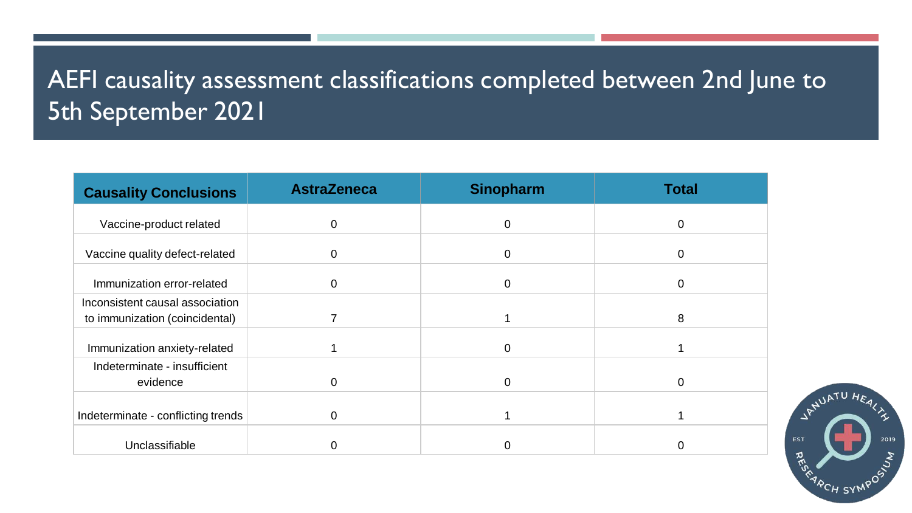# AEFI causality assessment classifications completed between 2nd June to 5th September 2021

| Causality Conclusions | AstraZeneca | Sinopharm | Total |
|---|---|---|---|
| Vaccine-product related | 0 | 0 | 0 |
| Vaccine quality defect-related | 0 | 0 | 0 |
| Immunization error-related | 0 | 0 | 0 |
| Inconsistent causal association to immunization (coincidental) | 7 | 1 | 8 |
| Immunization anxiety-related | 1 | 0 | 1 |
| Indeterminate - insufficient evidence | 0 | 0 | 0 |
| Indeterminate - conflicting trends | 0 | 1 | 1 |
| Unclassifiable | 0 | 0 | 0 |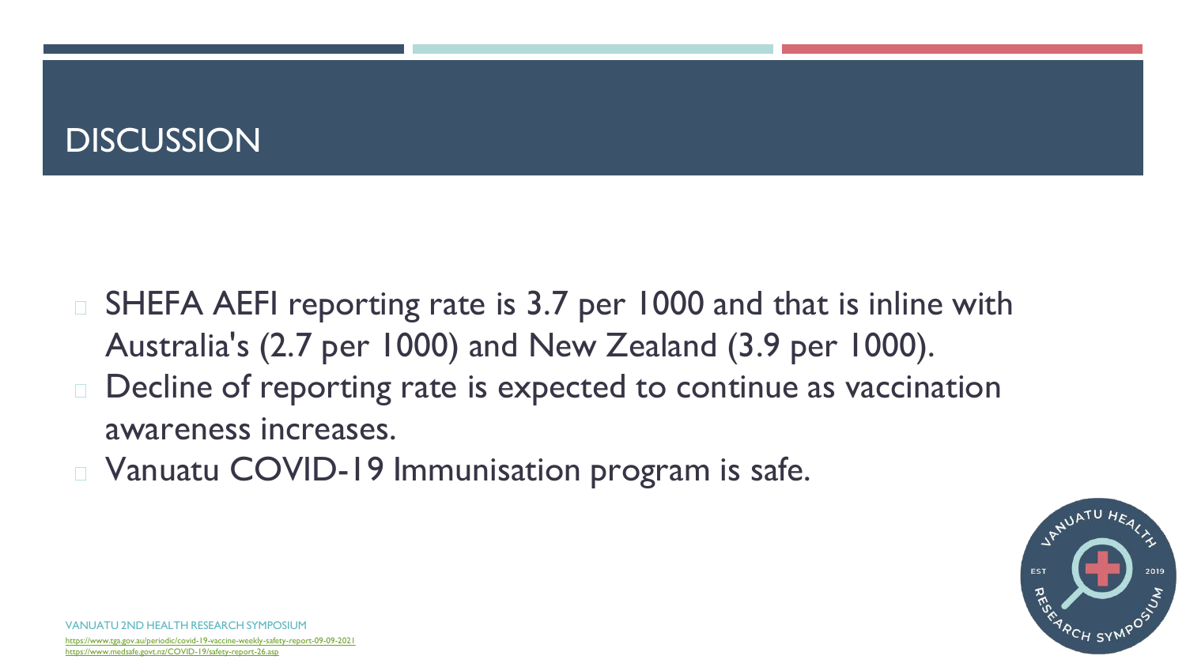# DISCUSSION

- SHEFA AEFI reporting rate is 3.7 per 1000 and that is inline with Australia's (2.7 per 1000) and New Zealand (3.9 per 1000).
- Decline of reporting rate is expected to continue as vaccination awareness increases.
- Vanuatu COVID-19 Immunisation program is safe.

https://www.tga.gov.au/periodic/covid-19-vaccine-weekly-safety-report-09-09-2021

https://www.medsafe.govt.nz/COVID-19/safety-report-26.asp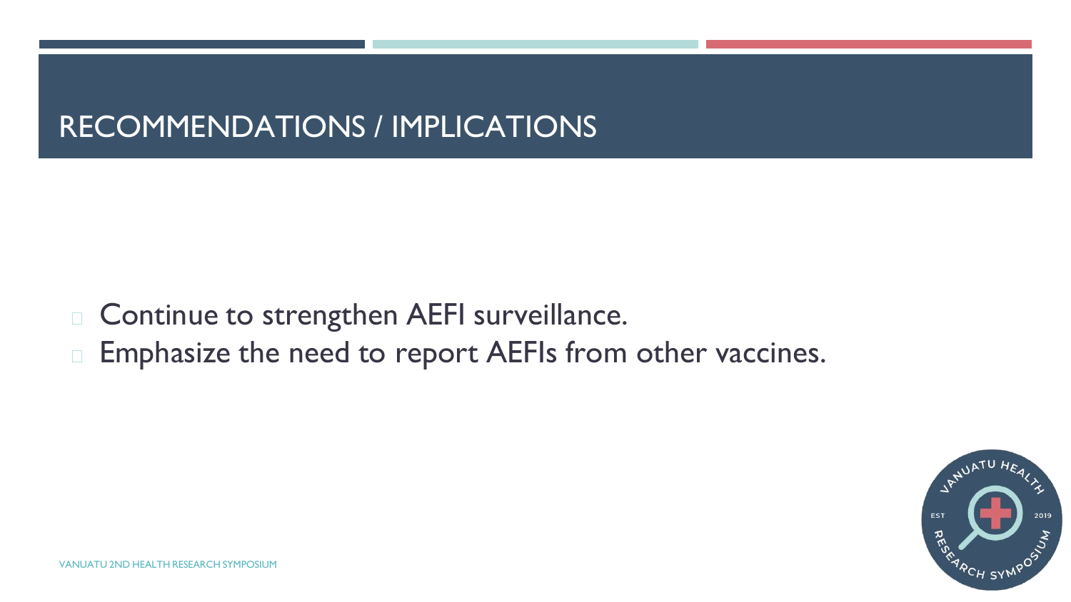# RECOMMENDATIONS / IMPLICATIONS

- Continue to strengthen AEFI surveillance.
- Emphasize the need to report AEFIs from other vaccines.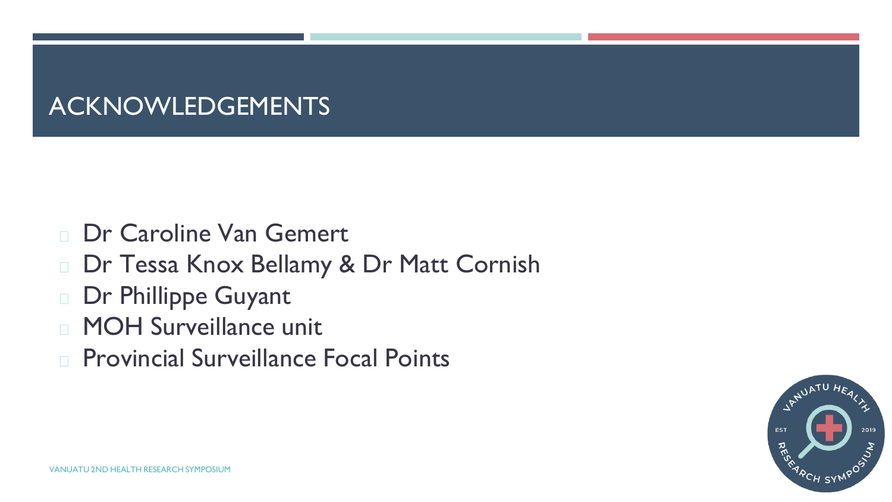# ACKNOWLEDGEMENTS

- Dr Caroline Van Gemert
- Dr Tessa Knox Bellamy & Dr Matt Cornish
- Dr Phillippe Guyant
- MOH Surveillance unit
- Provincial Surveillance Focal Points